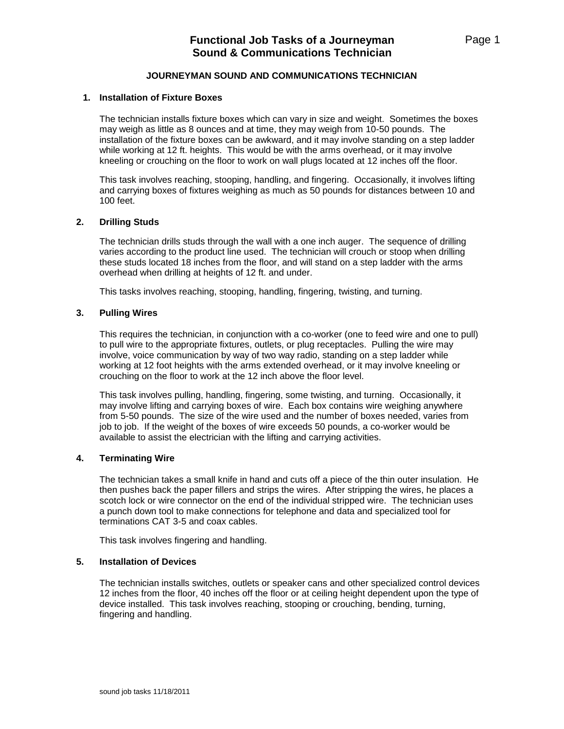# Functional Job Tasks of a Journeyman Sound & Communications Technician

## JOURNEYMAN SOUND AND COMMUNICATIONS TECHNICIAN

### 1. Installation of Fixture Boxes

The technician installs fixture boxes which can vary in size and weight. Sometimes the boxes may weigh as little as 8 ounces and at time, they may weigh from 10-50 pounds. The installation of the fixture boxes can be awkward, and it may involve standing on a step ladder while working at 12 ft. heights. This would be with the arms overhead, or it may involve kneeling or crouching on the floor to work on wall plugs located at 12 inches off the floor.

This task involves reaching, stooping, handling, and fingering. Occasionally, it involves lifting and carrying boxes of fixtures weighing as much as 50 pounds for distances between 10 and 100 feet.

### 2. Drilling Studs

The technician drills studs through the wall with a one inch auger. The sequence of drilling varies according to the product line used. The technician will crouch or stoop when drilling these studs located 18 inches from the floor, and will stand on a step ladder with the arms overhead when drilling at heights of 12 ft. and under.

This tasks involves reaching, stooping, handling, fingering, twisting, and turning.

### 3. Pulling Wires

This requires the technician, in conjunction with a co-worker (one to feed wire and one to pull) to pull wire to the appropriate fixtures, outlets, or plug receptacles. Pulling the wire may involve, voice communication by way of two way radio, standing on a step ladder while working at 12 foot heights with the arms extended overhead, or it may involve kneeling or crouching on the floor to work at the 12 inch above the floor level.

This task involves pulling, handling, fingering, some twisting, and turning. Occasionally, it may involve lifting and carrying boxes of wire. Each box contains wire weighing anywhere from 5-50 pounds. The size of the wire used and the number of boxes needed, varies from job to job. If the weight of the boxes of wire exceeds 50 pounds, a co-worker would be available to assist the electrician with the lifting and carrying activities.

### 4. Terminating Wire

The technician takes a small knife in hand and cuts off a piece of the thin outer insulation. He then pushes back the paper fillers and strips the wires. After stripping the wires, he places a scotch lock or wire connector on the end of the individual stripped wire. The technician uses a punch down tool to make connections for telephone and data and specialized tool for terminations CAT 3-5 and coax cables.

This task involves fingering and handling.

### 5. Installation of Devices

The technician installs switches, outlets or speaker cans and other specialized control devices 12 inches from the floor, 40 inches off the floor or at ceiling height dependent upon the type of device installed. This task involves reaching, stooping or crouching, bending, turning, fingering and handling.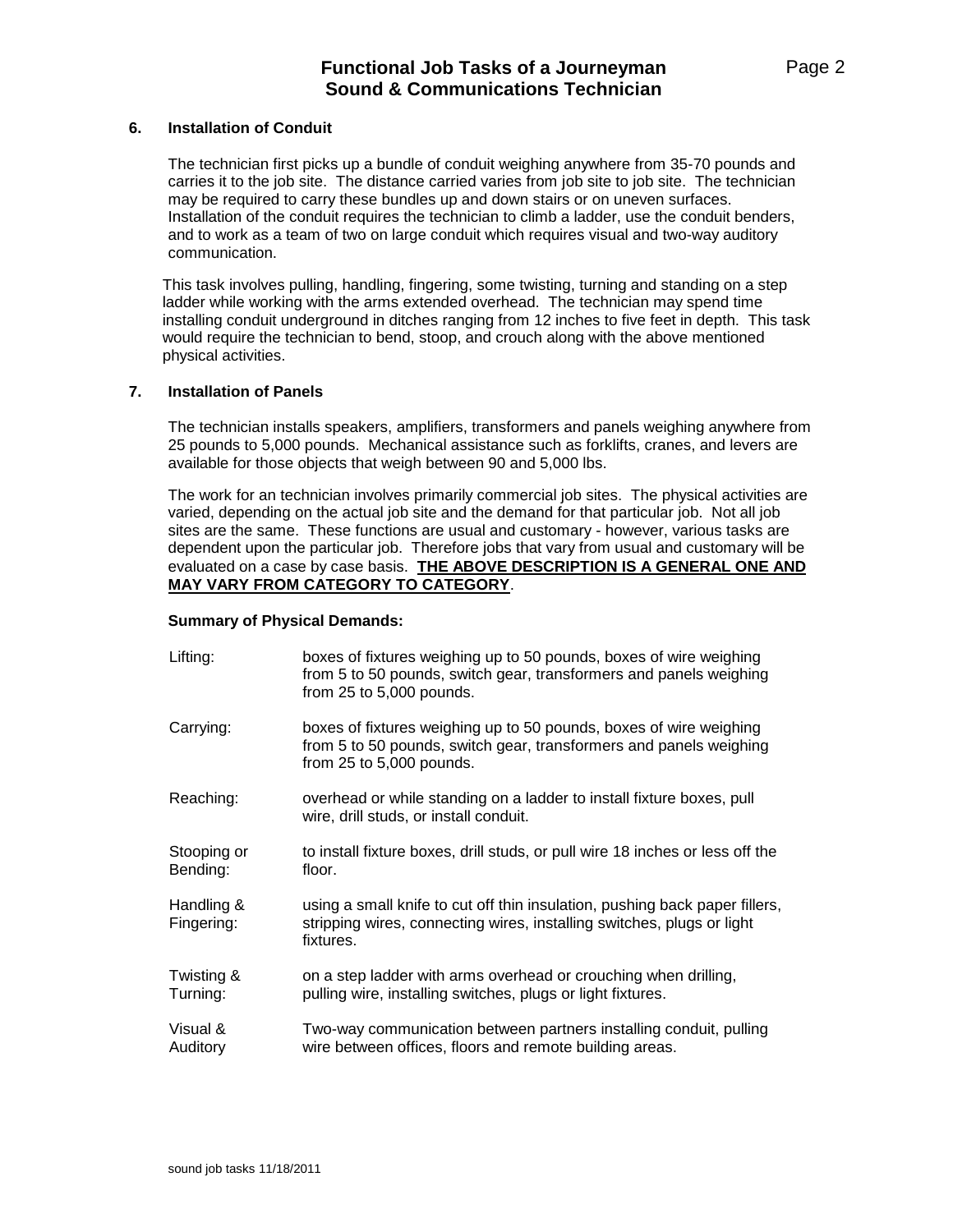### 6. Installation of Conduit

The technician first picks up a bundle of conduit weighing anywhere from 35-70 pounds and carries it to the job site. The distance carried varies from job site to job site. The technician may be required to carry these bundles up and down stairs or on uneven surfaces. Installation of the conduit requires the technician to climb a ladder, use the conduit benders, and to work as a team of two on large conduit which requires visual and two-way auditory communication.

This task involves pulling, handling, fingering, some twisting, turning and standing on a step ladder while working with the arms extended overhead. The technician may spend time installing conduit underground in ditches ranging from 12 inches to five feet in depth. This task would require the technician to bend, stoop, and crouch along with the above mentioned physical activities.

### 7. Installation of Panels

The technician installs speakers, amplifiers, transformers and panels weighing anywhere from 25 pounds to 5,000 pounds. Mechanical assistance such as forklifts, cranes, and levers are available for those objects that weigh between 90 and 5,000 lbs.

The work for an technician involves primarily commercial job sites. The physical activities are varied, depending on the actual job site and the demand for that particular job. Not all job sites are the same. These functions are usual and customary - however, various tasks are dependent upon the particular job. Therefore jobs that vary from usual and customary will be evaluated on a case by case basis. **THE ABOVE DESCRIPTION IS A GENERAL ONE AND MAY VARY FROM CATEGORY TO CATEGORY**.

**Summary of Physical Demands:**

| | |
|---|---|
| Lifting: | boxes of fixtures weighing up to 50 pounds, boxes of wire weighing from 5 to 50 pounds, switch gear, transformers and panels weighing from 25 to 5,000 pounds. |
| Carrying: | boxes of fixtures weighing up to 50 pounds, boxes of wire weighing from 5 to 50 pounds, switch gear, transformers and panels weighing from 25 to 5,000 pounds. |
| Reaching: | overhead or while standing on a ladder to install fixture boxes, pull wire, drill studs, or install conduit. |
| Stooping or Bending: | to install fixture boxes, drill studs, or pull wire 18 inches or less off the floor. |
| Handling & Fingering: | using a small knife to cut off thin insulation, pushing back paper fillers, stripping wires, connecting wires, installing switches, plugs or light fixtures. |
| Twisting & Turning: | on a step ladder with arms overhead or crouching when drilling, pulling wire, installing switches, plugs or light fixtures. |
| Visual & Auditory | Two-way communication between partners installing conduit, pulling wire between offices, floors and remote building areas. |

sound job tasks 11/18/2011